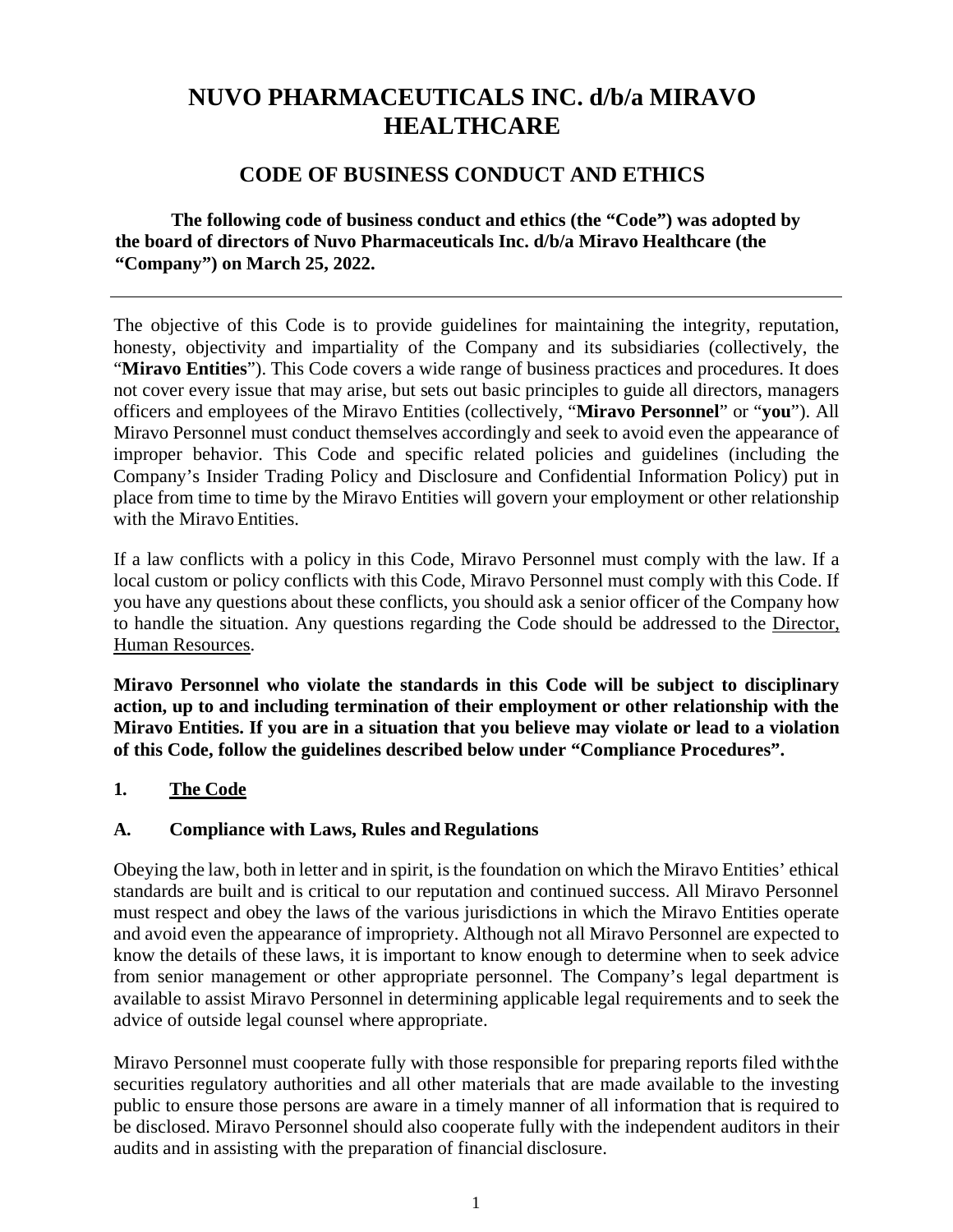# NUVO PHARMACEUTICALS INC. d/b/a MIRAVO HEALTHCARE

## CODE OF BUSINESS CONDUCT AND ETHICS

**The following code of business conduct and ethics (the "Code") was adopted by the board of directors of Nuvo Pharmaceuticals Inc. d/b/a Miravo Healthcare (the "Company") on March 25, 2022.**

---

The objective of this Code is to provide guidelines for maintaining the integrity, reputation, honesty, objectivity and impartiality of the Company and its subsidiaries (collectively, the "**Miravo Entities**"). This Code covers a wide range of business practices and procedures. It does not cover every issue that may arise, but sets out basic principles to guide all directors, managers officers and employees of the Miravo Entities (collectively, "**Miravo Personnel**" or "**you**"). All Miravo Personnel must conduct themselves accordingly and seek to avoid even the appearance of improper behavior. This Code and specific related policies and guidelines (including the Company's Insider Trading Policy and Disclosure and Confidential Information Policy) put in place from time to time by the Miravo Entities will govern your employment or other relationship with the Miravo Entities.

If a law conflicts with a policy in this Code, Miravo Personnel must comply with the law. If a local custom or policy conflicts with this Code, Miravo Personnel must comply with this Code. If you have any questions about these conflicts, you should ask a senior officer of the Company how to handle the situation. Any questions regarding the Code should be addressed to the <u>Director, Human Resources</u>.

**Miravo Personnel who violate the standards in this Code will be subject to disciplinary action, up to and including termination of their employment or other relationship with the Miravo Entities. If you are in a situation that you believe may violate or lead to a violation of this Code, follow the guidelines described below under "Compliance Procedures".**

### 1. <u>The Code</u>

### A. Compliance with Laws, Rules and Regulations

Obeying the law, both in letter and in spirit, is the foundation on which the Miravo Entities' ethical standards are built and is critical to our reputation and continued success. All Miravo Personnel must respect and obey the laws of the various jurisdictions in which the Miravo Entities operate and avoid even the appearance of impropriety. Although not all Miravo Personnel are expected to know the details of these laws, it is important to know enough to determine when to seek advice from senior management or other appropriate personnel. The Company's legal department is available to assist Miravo Personnel in determining applicable legal requirements and to seek the advice of outside legal counsel where appropriate.

Miravo Personnel must cooperate fully with those responsible for preparing reports filed with the securities regulatory authorities and all other materials that are made available to the investing public to ensure those persons are aware in a timely manner of all information that is required to be disclosed. Miravo Personnel should also cooperate fully with the independent auditors in their audits and in assisting with the preparation of financial disclosure.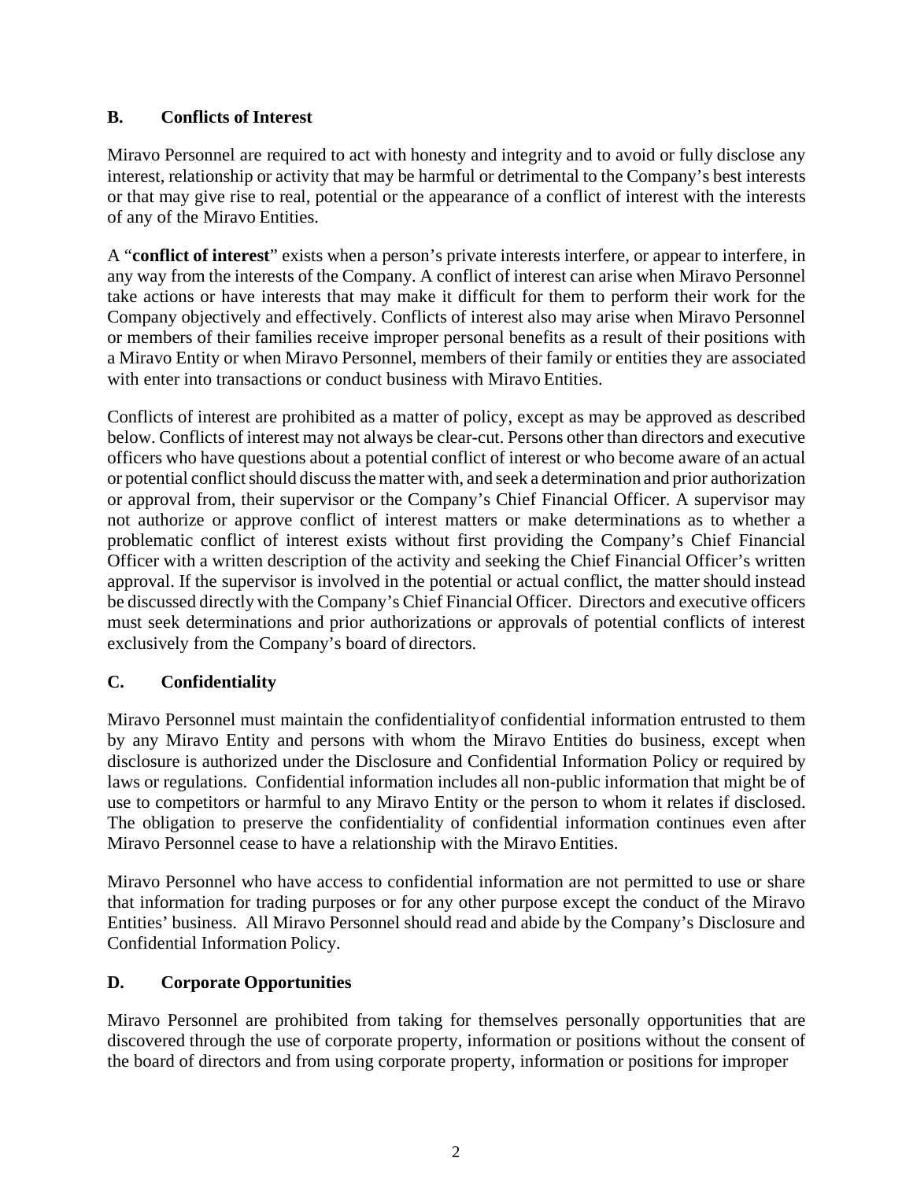## B. Conflicts of Interest

Miravo Personnel are required to act with honesty and integrity and to avoid or fully disclose any interest, relationship or activity that may be harmful or detrimental to the Company's best interests or that may give rise to real, potential or the appearance of a conflict of interest with the interests of any of the Miravo Entities.

A "**conflict of interest**" exists when a person's private interests interfere, or appear to interfere, in any way from the interests of the Company. A conflict of interest can arise when Miravo Personnel take actions or have interests that may make it difficult for them to perform their work for the Company objectively and effectively. Conflicts of interest also may arise when Miravo Personnel or members of their families receive improper personal benefits as a result of their positions with a Miravo Entity or when Miravo Personnel, members of their family or entities they are associated with enter into transactions or conduct business with Miravo Entities.

Conflicts of interest are prohibited as a matter of policy, except as may be approved as described below. Conflicts of interest may not always be clear-cut. Persons other than directors and executive officers who have questions about a potential conflict of interest or who become aware of an actual or potential conflict should discuss the matter with, and seek a determination and prior authorization or approval from, their supervisor or the Company's Chief Financial Officer. A supervisor may not authorize or approve conflict of interest matters or make determinations as to whether a problematic conflict of interest exists without first providing the Company's Chief Financial Officer with a written description of the activity and seeking the Chief Financial Officer's written approval. If the supervisor is involved in the potential or actual conflict, the matter should instead be discussed directly with the Company's Chief Financial Officer. Directors and executive officers must seek determinations and prior authorizations or approvals of potential conflicts of interest exclusively from the Company's board of directors.

## C. Confidentiality

Miravo Personnel must maintain the confidentiality of confidential information entrusted to them by any Miravo Entity and persons with whom the Miravo Entities do business, except when disclosure is authorized under the Disclosure and Confidential Information Policy or required by laws or regulations. Confidential information includes all non-public information that might be of use to competitors or harmful to any Miravo Entity or the person to whom it relates if disclosed. The obligation to preserve the confidentiality of confidential information continues even after Miravo Personnel cease to have a relationship with the Miravo Entities.

Miravo Personnel who have access to confidential information are not permitted to use or share that information for trading purposes or for any other purpose except the conduct of the Miravo Entities' business. All Miravo Personnel should read and abide by the Company's Disclosure and Confidential Information Policy.

## D. Corporate Opportunities

Miravo Personnel are prohibited from taking for themselves personally opportunities that are discovered through the use of corporate property, information or positions without the consent of the board of directors and from using corporate property, information or positions for improper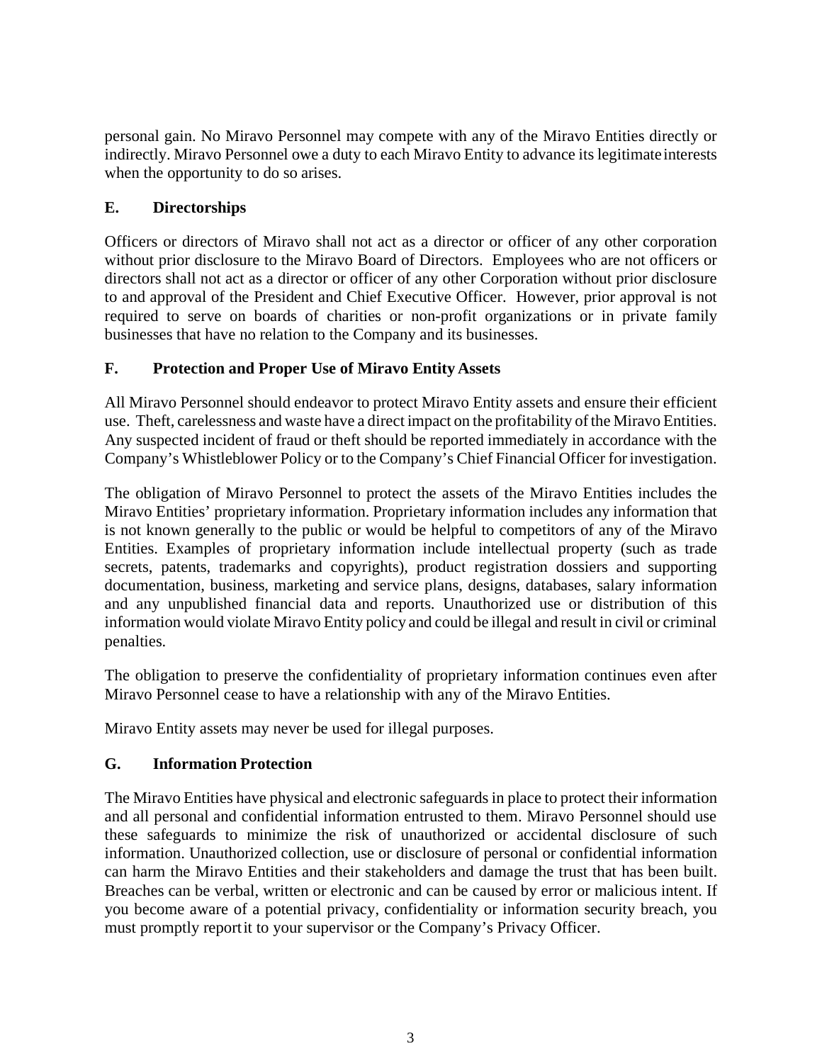personal gain. No Miravo Personnel may compete with any of the Miravo Entities directly or indirectly. Miravo Personnel owe a duty to each Miravo Entity to advance its legitimate interests when the opportunity to do so arises.

### E. Directorships

Officers or directors of Miravo shall not act as a director or officer of any other corporation without prior disclosure to the Miravo Board of Directors. Employees who are not officers or directors shall not act as a director or officer of any other Corporation without prior disclosure to and approval of the President and Chief Executive Officer. However, prior approval is not required to serve on boards of charities or non-profit organizations or in private family businesses that have no relation to the Company and its businesses.

### F. Protection and Proper Use of Miravo Entity Assets

All Miravo Personnel should endeavor to protect Miravo Entity assets and ensure their efficient use. Theft, carelessness and waste have a direct impact on the profitability of the Miravo Entities. Any suspected incident of fraud or theft should be reported immediately in accordance with the Company's Whistleblower Policy or to the Company's Chief Financial Officer for investigation.

The obligation of Miravo Personnel to protect the assets of the Miravo Entities includes the Miravo Entities' proprietary information. Proprietary information includes any information that is not known generally to the public or would be helpful to competitors of any of the Miravo Entities. Examples of proprietary information include intellectual property (such as trade secrets, patents, trademarks and copyrights), product registration dossiers and supporting documentation, business, marketing and service plans, designs, databases, salary information and any unpublished financial data and reports. Unauthorized use or distribution of this information would violate Miravo Entity policy and could be illegal and result in civil or criminal penalties.

The obligation to preserve the confidentiality of proprietary information continues even after Miravo Personnel cease to have a relationship with any of the Miravo Entities.

Miravo Entity assets may never be used for illegal purposes.

### G. Information Protection

The Miravo Entities have physical and electronic safeguards in place to protect their information and all personal and confidential information entrusted to them. Miravo Personnel should use these safeguards to minimize the risk of unauthorized or accidental disclosure of such information. Unauthorized collection, use or disclosure of personal or confidential information can harm the Miravo Entities and their stakeholders and damage the trust that has been built. Breaches can be verbal, written or electronic and can be caused by error or malicious intent. If you become aware of a potential privacy, confidentiality or information security breach, you must promptly report it to your supervisor or the Company's Privacy Officer.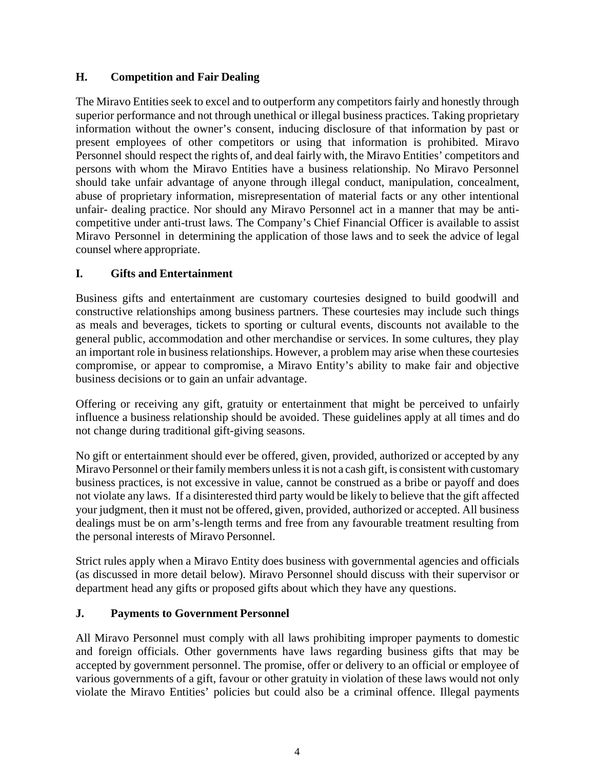### H. Competition and Fair Dealing

The Miravo Entities seek to excel and to outperform any competitors fairly and honestly through superior performance and not through unethical or illegal business practices. Taking proprietary information without the owner's consent, inducing disclosure of that information by past or present employees of other competitors or using that information is prohibited. Miravo Personnel should respect the rights of, and deal fairly with, the Miravo Entities' competitors and persons with whom the Miravo Entities have a business relationship. No Miravo Personnel should take unfair advantage of anyone through illegal conduct, manipulation, concealment, abuse of proprietary information, misrepresentation of material facts or any other intentional unfair- dealing practice. Nor should any Miravo Personnel act in a manner that may be anti-competitive under anti-trust laws. The Company's Chief Financial Officer is available to assist Miravo Personnel in determining the application of those laws and to seek the advice of legal counsel where appropriate.

### I. Gifts and Entertainment

Business gifts and entertainment are customary courtesies designed to build goodwill and constructive relationships among business partners. These courtesies may include such things as meals and beverages, tickets to sporting or cultural events, discounts not available to the general public, accommodation and other merchandise or services. In some cultures, they play an important role in business relationships. However, a problem may arise when these courtesies compromise, or appear to compromise, a Miravo Entity's ability to make fair and objective business decisions or to gain an unfair advantage.

Offering or receiving any gift, gratuity or entertainment that might be perceived to unfairly influence a business relationship should be avoided. These guidelines apply at all times and do not change during traditional gift-giving seasons.

No gift or entertainment should ever be offered, given, provided, authorized or accepted by any Miravo Personnel or their family members unless it is not a cash gift, is consistent with customary business practices, is not excessive in value, cannot be construed as a bribe or payoff and does not violate any laws. If a disinterested third party would be likely to believe that the gift affected your judgment, then it must not be offered, given, provided, authorized or accepted. All business dealings must be on arm's-length terms and free from any favourable treatment resulting from the personal interests of Miravo Personnel.

Strict rules apply when a Miravo Entity does business with governmental agencies and officials (as discussed in more detail below). Miravo Personnel should discuss with their supervisor or department head any gifts or proposed gifts about which they have any questions.

### J. Payments to Government Personnel

All Miravo Personnel must comply with all laws prohibiting improper payments to domestic and foreign officials. Other governments have laws regarding business gifts that may be accepted by government personnel. The promise, offer or delivery to an official or employee of various governments of a gift, favour or other gratuity in violation of these laws would not only violate the Miravo Entities' policies but could also be a criminal offence. Illegal payments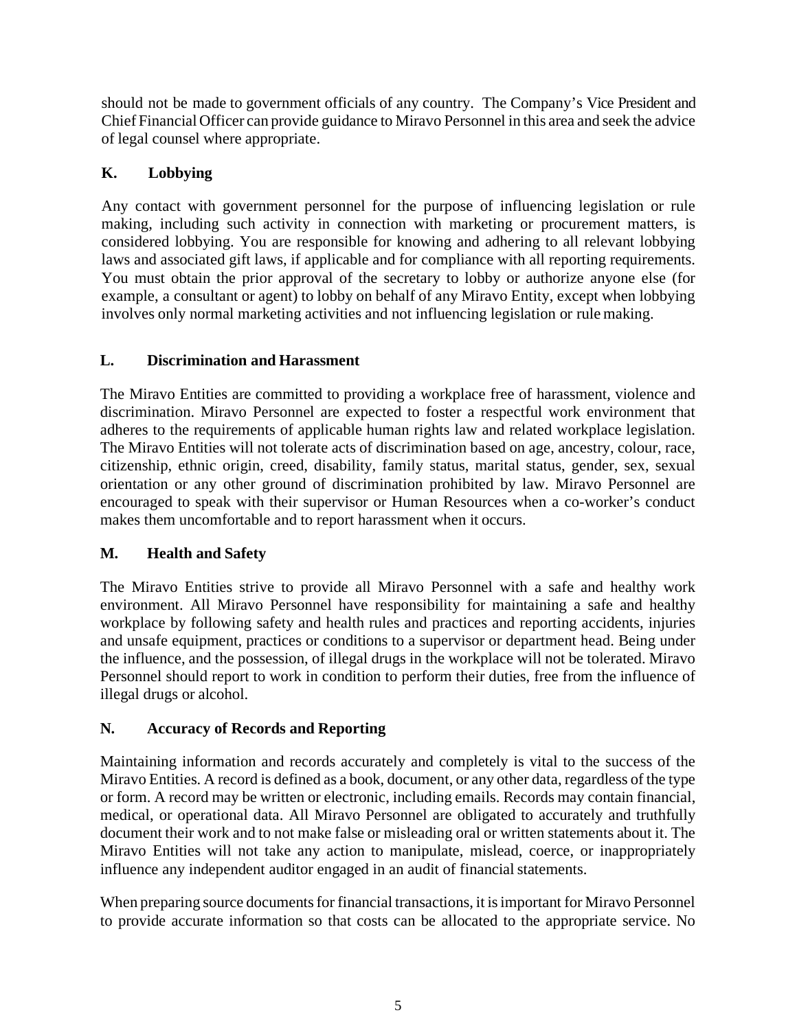should not be made to government officials of any country. The Company's Vice President and Chief Financial Officer can provide guidance to Miravo Personnel in this area and seek the advice of legal counsel where appropriate.

## K. Lobbying

Any contact with government personnel for the purpose of influencing legislation or rule making, including such activity in connection with marketing or procurement matters, is considered lobbying. You are responsible for knowing and adhering to all relevant lobbying laws and associated gift laws, if applicable and for compliance with all reporting requirements. You must obtain the prior approval of the secretary to lobby or authorize anyone else (for example, a consultant or agent) to lobby on behalf of any Miravo Entity, except when lobbying involves only normal marketing activities and not influencing legislation or rule making.

## L. Discrimination and Harassment

The Miravo Entities are committed to providing a workplace free of harassment, violence and discrimination. Miravo Personnel are expected to foster a respectful work environment that adheres to the requirements of applicable human rights law and related workplace legislation. The Miravo Entities will not tolerate acts of discrimination based on age, ancestry, colour, race, citizenship, ethnic origin, creed, disability, family status, marital status, gender, sex, sexual orientation or any other ground of discrimination prohibited by law. Miravo Personnel are encouraged to speak with their supervisor or Human Resources when a co-worker's conduct makes them uncomfortable and to report harassment when it occurs.

## M. Health and Safety

The Miravo Entities strive to provide all Miravo Personnel with a safe and healthy work environment. All Miravo Personnel have responsibility for maintaining a safe and healthy workplace by following safety and health rules and practices and reporting accidents, injuries and unsafe equipment, practices or conditions to a supervisor or department head. Being under the influence, and the possession, of illegal drugs in the workplace will not be tolerated. Miravo Personnel should report to work in condition to perform their duties, free from the influence of illegal drugs or alcohol.

## N. Accuracy of Records and Reporting

Maintaining information and records accurately and completely is vital to the success of the Miravo Entities. A record is defined as a book, document, or any other data, regardless of the type or form. A record may be written or electronic, including emails. Records may contain financial, medical, or operational data. All Miravo Personnel are obligated to accurately and truthfully document their work and to not make false or misleading oral or written statements about it. The Miravo Entities will not take any action to manipulate, mislead, coerce, or inappropriately influence any independent auditor engaged in an audit of financial statements.

When preparing source documents for financial transactions, it is important for Miravo Personnel to provide accurate information so that costs can be allocated to the appropriate service. No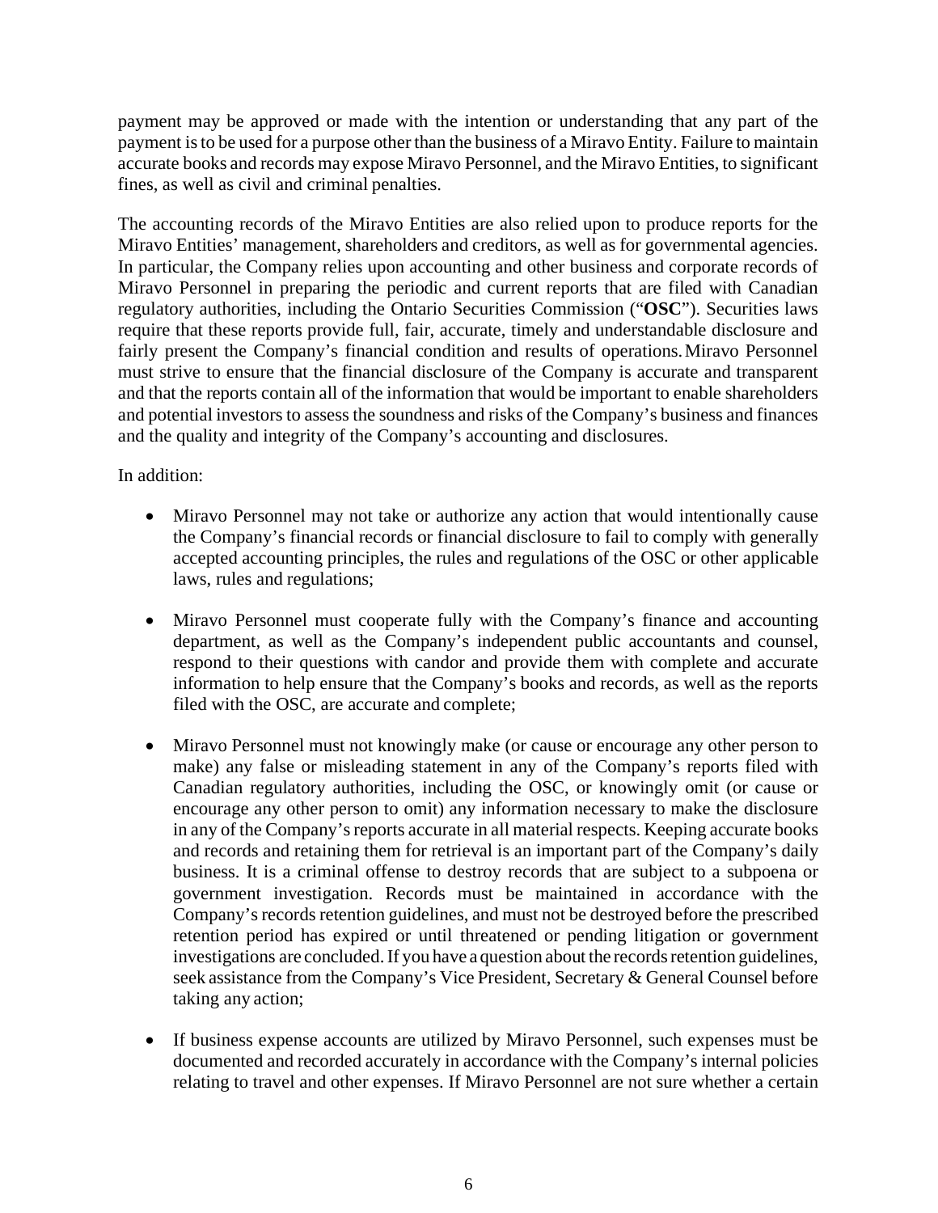payment may be approved or made with the intention or understanding that any part of the payment is to be used for a purpose other than the business of a Miravo Entity. Failure to maintain accurate books and records may expose Miravo Personnel, and the Miravo Entities, to significant fines, as well as civil and criminal penalties.

The accounting records of the Miravo Entities are also relied upon to produce reports for the Miravo Entities' management, shareholders and creditors, as well as for governmental agencies. In particular, the Company relies upon accounting and other business and corporate records of Miravo Personnel in preparing the periodic and current reports that are filed with Canadian regulatory authorities, including the Ontario Securities Commission ("**OSC**"). Securities laws require that these reports provide full, fair, accurate, timely and understandable disclosure and fairly present the Company's financial condition and results of operations. Miravo Personnel must strive to ensure that the financial disclosure of the Company is accurate and transparent and that the reports contain all of the information that would be important to enable shareholders and potential investors to assess the soundness and risks of the Company's business and finances and the quality and integrity of the Company's accounting and disclosures.

In addition:

- Miravo Personnel may not take or authorize any action that would intentionally cause the Company's financial records or financial disclosure to fail to comply with generally accepted accounting principles, the rules and regulations of the OSC or other applicable laws, rules and regulations;

- Miravo Personnel must cooperate fully with the Company's finance and accounting department, as well as the Company's independent public accountants and counsel, respond to their questions with candor and provide them with complete and accurate information to help ensure that the Company's books and records, as well as the reports filed with the OSC, are accurate and complete;

- Miravo Personnel must not knowingly make (or cause or encourage any other person to make) any false or misleading statement in any of the Company's reports filed with Canadian regulatory authorities, including the OSC, or knowingly omit (or cause or encourage any other person to omit) any information necessary to make the disclosure in any of the Company's reports accurate in all material respects. Keeping accurate books and records and retaining them for retrieval is an important part of the Company's daily business. It is a criminal offense to destroy records that are subject to a subpoena or government investigation. Records must be maintained in accordance with the Company's records retention guidelines, and must not be destroyed before the prescribed retention period has expired or until threatened or pending litigation or government investigations are concluded. If you have a question about the records retention guidelines, seek assistance from the Company's Vice President, Secretary & General Counsel before taking any action;

- If business expense accounts are utilized by Miravo Personnel, such expenses must be documented and recorded accurately in accordance with the Company's internal policies relating to travel and other expenses. If Miravo Personnel are not sure whether a certain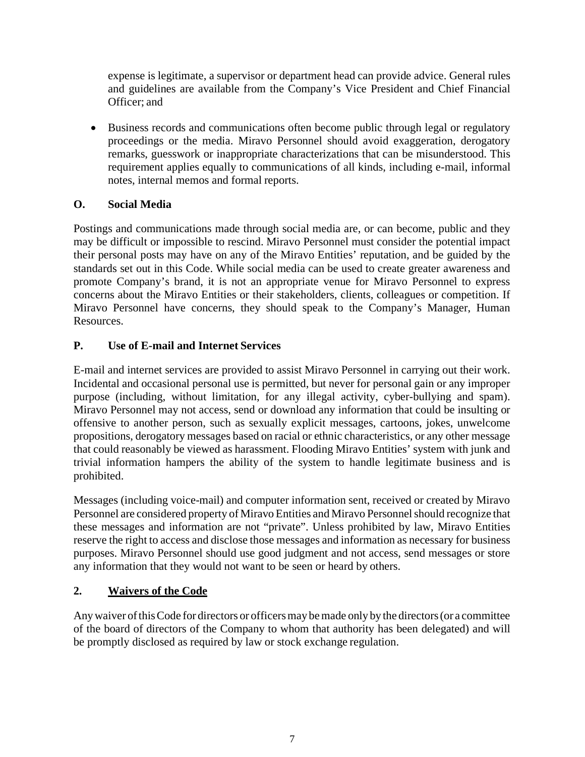expense is legitimate, a supervisor or department head can provide advice. General rules and guidelines are available from the Company's Vice President and Chief Financial Officer; and

- Business records and communications often become public through legal or regulatory proceedings or the media. Miravo Personnel should avoid exaggeration, derogatory remarks, guesswork or inappropriate characterizations that can be misunderstood. This requirement applies equally to communications of all kinds, including e-mail, informal notes, internal memos and formal reports.

### O. Social Media

Postings and communications made through social media are, or can become, public and they may be difficult or impossible to rescind. Miravo Personnel must consider the potential impact their personal posts may have on any of the Miravo Entities' reputation, and be guided by the standards set out in this Code. While social media can be used to create greater awareness and promote Company's brand, it is not an appropriate venue for Miravo Personnel to express concerns about the Miravo Entities or their stakeholders, clients, colleagues or competition. If Miravo Personnel have concerns, they should speak to the Company's Manager, Human Resources.

### P. Use of E-mail and Internet Services

E-mail and internet services are provided to assist Miravo Personnel in carrying out their work. Incidental and occasional personal use is permitted, but never for personal gain or any improper purpose (including, without limitation, for any illegal activity, cyber-bullying and spam). Miravo Personnel may not access, send or download any information that could be insulting or offensive to another person, such as sexually explicit messages, cartoons, jokes, unwelcome propositions, derogatory messages based on racial or ethnic characteristics, or any other message that could reasonably be viewed as harassment. Flooding Miravo Entities' system with junk and trivial information hampers the ability of the system to handle legitimate business and is prohibited.

Messages (including voice-mail) and computer information sent, received or created by Miravo Personnel are considered property of Miravo Entities and Miravo Personnel should recognize that these messages and information are not "private". Unless prohibited by law, Miravo Entities reserve the right to access and disclose those messages and information as necessary for business purposes. Miravo Personnel should use good judgment and not access, send messages or store any information that they would not want to be seen or heard by others.

## 2. Waivers of the Code

Any waiver of this Code for directors or officers may be made only by the directors (or a committee of the board of directors of the Company to whom that authority has been delegated) and will be promptly disclosed as required by law or stock exchange regulation.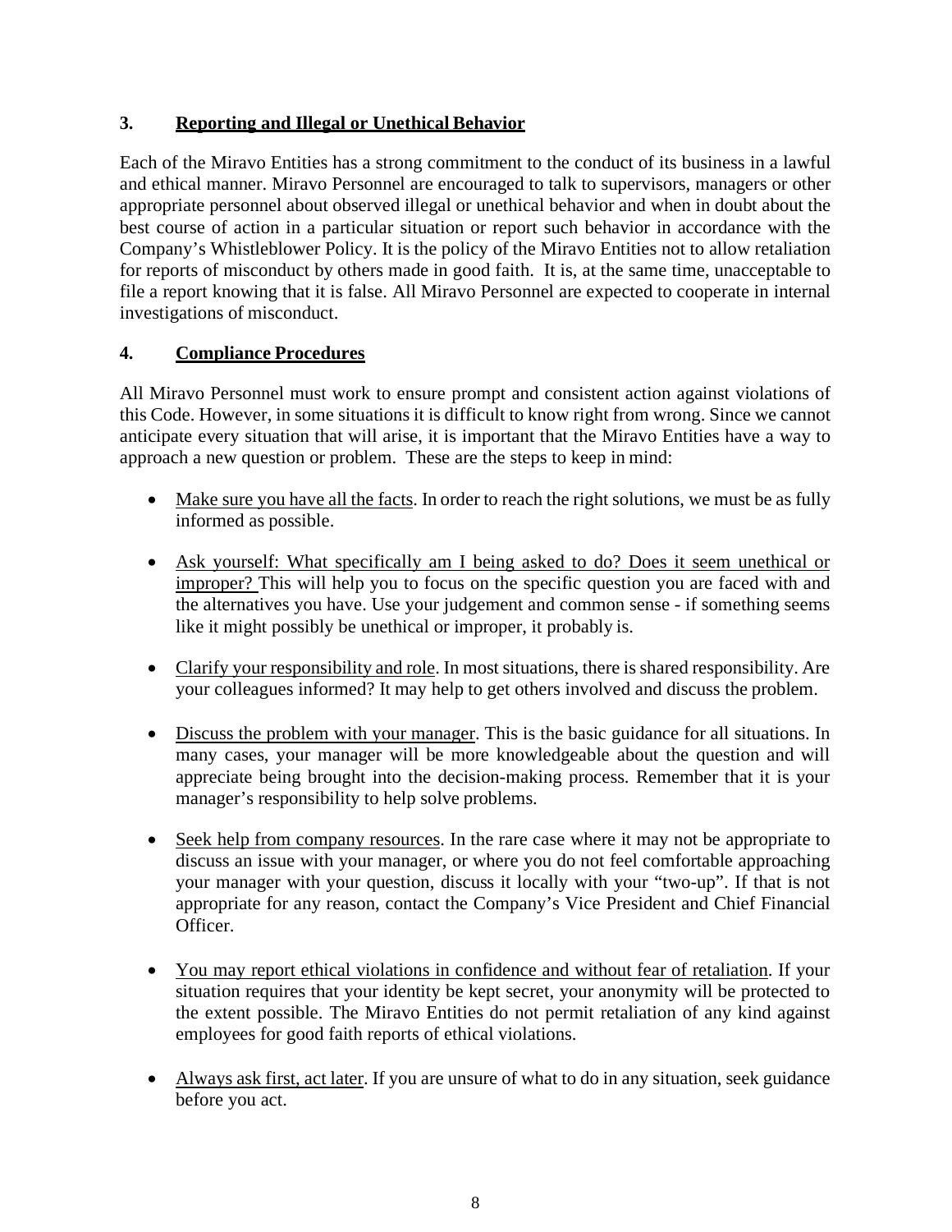## 3. Reporting and Illegal or Unethical Behavior

Each of the Miravo Entities has a strong commitment to the conduct of its business in a lawful and ethical manner. Miravo Personnel are encouraged to talk to supervisors, managers or other appropriate personnel about observed illegal or unethical behavior and when in doubt about the best course of action in a particular situation or report such behavior in accordance with the Company's Whistleblower Policy. It is the policy of the Miravo Entities not to allow retaliation for reports of misconduct by others made in good faith. It is, at the same time, unacceptable to file a report knowing that it is false. All Miravo Personnel are expected to cooperate in internal investigations of misconduct.

## 4. Compliance Procedures

All Miravo Personnel must work to ensure prompt and consistent action against violations of this Code. However, in some situations it is difficult to know right from wrong. Since we cannot anticipate every situation that will arise, it is important that the Miravo Entities have a way to approach a new question or problem. These are the steps to keep in mind:

- Make sure you have all the facts. In order to reach the right solutions, we must be as fully informed as possible.
- Ask yourself: What specifically am I being asked to do? Does it seem unethical or improper? This will help you to focus on the specific question you are faced with and the alternatives you have. Use your judgement and common sense - if something seems like it might possibly be unethical or improper, it probably is.
- Clarify your responsibility and role. In most situations, there is shared responsibility. Are your colleagues informed? It may help to get others involved and discuss the problem.
- Discuss the problem with your manager. This is the basic guidance for all situations. In many cases, your manager will be more knowledgeable about the question and will appreciate being brought into the decision-making process. Remember that it is your manager's responsibility to help solve problems.
- Seek help from company resources. In the rare case where it may not be appropriate to discuss an issue with your manager, or where you do not feel comfortable approaching your manager with your question, discuss it locally with your "two-up". If that is not appropriate for any reason, contact the Company's Vice President and Chief Financial Officer.
- You may report ethical violations in confidence and without fear of retaliation. If your situation requires that your identity be kept secret, your anonymity will be protected to the extent possible. The Miravo Entities do not permit retaliation of any kind against employees for good faith reports of ethical violations.
- Always ask first, act later. If you are unsure of what to do in any situation, seek guidance before you act.